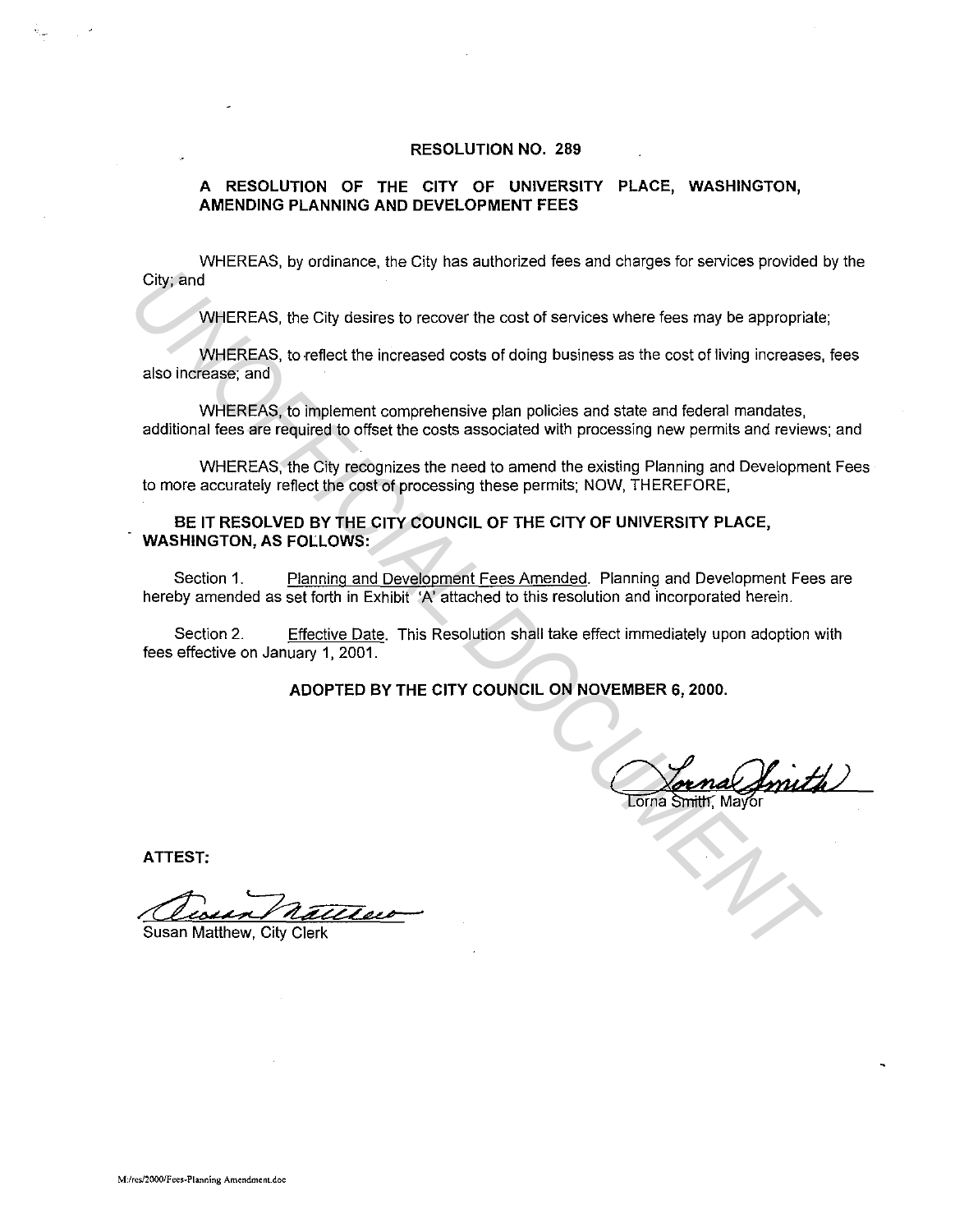# RESOLUTION NO. 289

## A RESOLUTION OF THE CITY OF UNIVERSITY PLACE, WASHINGTON, AMENDING PLANNING AND DEVELOPMENT FEES

WHEREAS, by ordinance, the City has authorized fees and charges for services provided by the City; and

WHEREAS, the City desires to recover the cost of services where fees may be appropriate;

WHEREAS, to reflect the increased costs of doing business as the cost of living increases, fees also increase; and

WHEREAS, to implement comprehensive plan policies and state and federal mandates, additional fees are required to offset the costs associated with processing new permits and reviews; and

WHEREAS, the City recognizes the need to amend the existing Planning and Development Fees to more accurately reflect the cost of processing these permits; NOW, THEREFORE,

**BE IT RESOLVED BY THE CITY COUNCIL OF THE CITY OF UNIVERSITY PLACE, WASHINGTON, AS FOLLOWS:**

Section 1. Planning and Development Fees Amended. Planning and Development Fees are hereby amended as set forth in Exhibit 'A' attached to this resolution and incorporated herein.

Section 2. Effective Date. This Resolution shall take effect immediately upon adoption with fees effective on January 1, 2001.

**ADOPTED BY THE CITY COUNCIL ON NOVEMBER 6, 2000.**

Lorna Smith, Mayor

**ATTEST:**

Susan Matthew, City Clerk

M:/res/2000/Fees-Planning Amendment.doc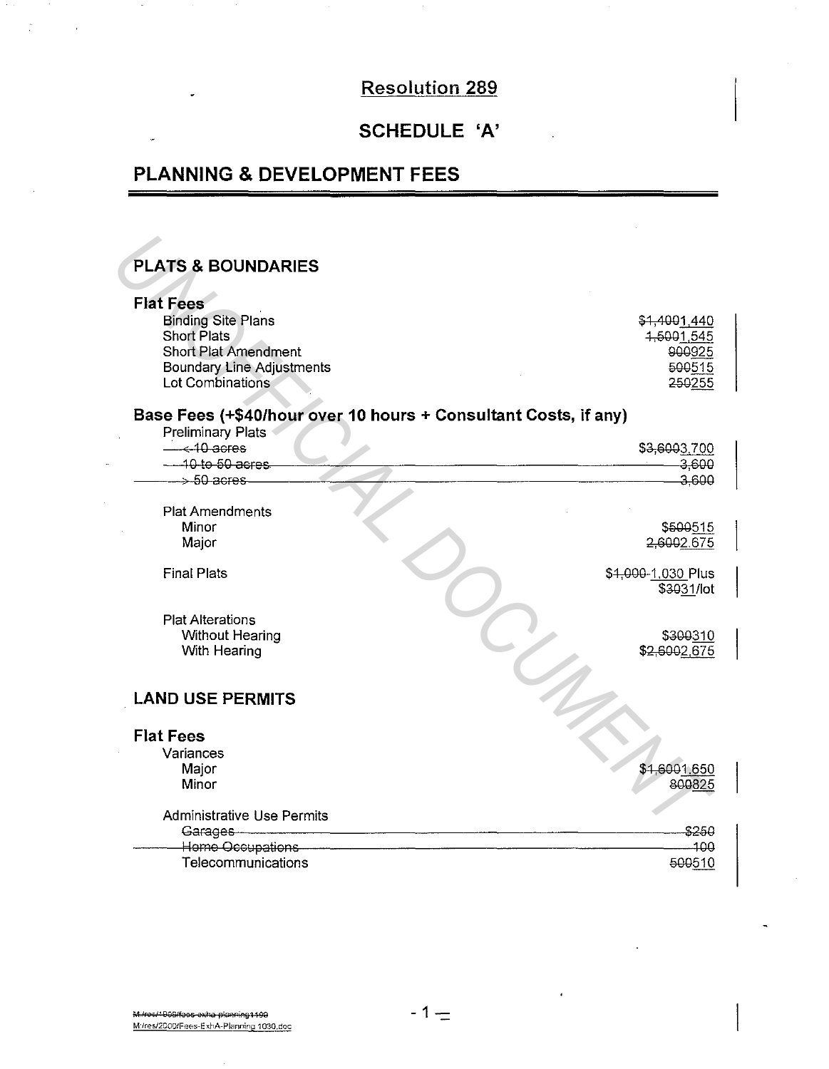## Resolution 289

## SCHEDULE 'A'

# PLANNING & DEVELOPMENT FEES

## PLATS & BOUNDARIES

### Flat Fees

| | |
|---|---|
| Binding Site Plans | ~~$1,400~~1,440 |
| Short Plats | ~~1,500~~1,545 |
| Short Plat Amendment | ~~900~~925 |
| Boundary Line Adjustments | ~~500~~515 |
| Lot Combinations | ~~250~~255 |

### Base Fees (+$40/hour over 10 hours + Consultant Costs, if any)

| | |
|---|---|
| Preliminary Plats | |
| ~~< 10 acres~~ | ~~$3,600~~3,700 |
| ~~10 to 50 acres~~ | ~~3,600~~ |
| ~~> 50 acres~~ | ~~3,600~~ |
| Plat Amendments | |
| Minor | $~~500~~515 |
| Major | ~~2,600~~2,675 |
| Final Plats | $~~1,000~~ 1,030 Plus $~~30~~31/lot |
| Plat Alterations | |
| Without Hearing | $~~300~~310 |
| With Hearing | $~~2,600~~2,675 |

## LAND USE PERMITS

### Flat Fees

| | |
|---|---|
| Variances | |
| Major | $~~1,600~~1,650 |
| Minor | ~~800~~825 |
| Administrative Use Permits | |
| ~~Garages~~ | ~~$250~~ |
| ~~Home Occupations~~ | ~~100~~ |
| Telecommunications | ~~500~~510 |

~~M:/res/1999/fees-exha-planning1199~~
M:/res/2000/Fees-ExhA-Planning 1030.doc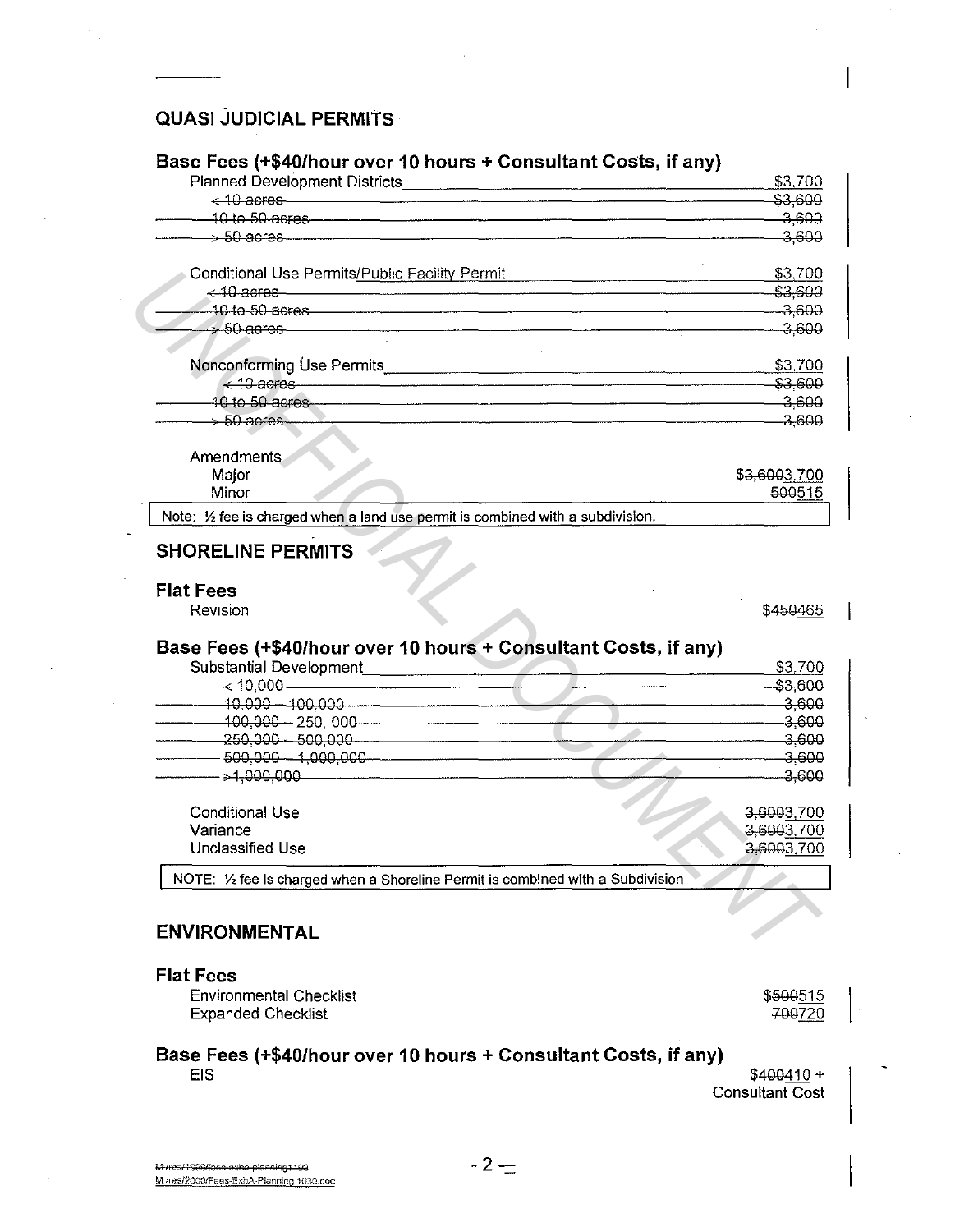## QUASI JUDICIAL PERMITS

### Base Fees (+$40/hour over 10 hours + Consultant Costs, if any)

| | |
|---|---|
| Planned Development Districts | $3,700 |
| ~~< 10 acres~~ | ~~$3,600~~ |
| ~~10 to 50 acres~~ | ~~3,600~~ |
| ~~> 50 acres~~ | ~~3,600~~ |
| | |
| Conditional Use Permits/Public Facility Permit | $3,700 |
| ~~< 10 acres~~ | ~~$3,600~~ |
| ~~10 to 50 acres~~ | ~~3,600~~ |
| ~~> 50 acres~~ | ~~3,600~~ |
| | |
| Nonconforming Use Permits | $3,700 |
| ~~< 10 acres~~ | ~~$3,600~~ |
| ~~10 to 50 acres~~ | ~~3,600~~ |
| ~~> 50 acres~~ | ~~3,600~~ |
| | |
| Amendments | |
| Major | $~~3,600~~3,700 |
| Minor | ~~500~~515 |

Note: ½ fee is charged when a land use permit is combined with a subdivision.

## SHORELINE PERMITS

### Flat Fees

| | |
|---|---|
| Revision | $~~450~~465 |

### Base Fees (+$40/hour over 10 hours + Consultant Costs, if any)

| | |
|---|---|
| Substantial Development | $3,700 |
| ~~< 10,000~~ | ~~$3,600~~ |
| ~~10,000 – 100,000~~ | ~~3,600~~ |
| ~~100,000 – 250, 000~~ | ~~3,600~~ |
| ~~250,000 – 500,000~~ | ~~3,600~~ |
| ~~500,000 – 1,000,000~~ | ~~3,600~~ |
| ~~>1,000,000~~ | ~~3,600~~ |
| | |
| Conditional Use | ~~3,600~~3,700 |
| Variance | ~~3,600~~3,700 |
| Unclassified Use | ~~3,600~~3,700 |

NOTE: ½ fee is charged when a Shoreline Permit is combined with a Subdivision

## ENVIRONMENTAL

### Flat Fees

| | |
|---|---|
| Environmental Checklist | $~~500~~515 |
| Expanded Checklist | ~~700~~720 |

### Base Fees (+$40/hour over 10 hours + Consultant Costs, if any)

| | |
|---|---|
| EIS | $~~400~~410 + Consultant Cost |

~~M:/res/1999/fees-exha-planning1100~~
M:/res/2000/Fees-ExhA-Planning 1030.doc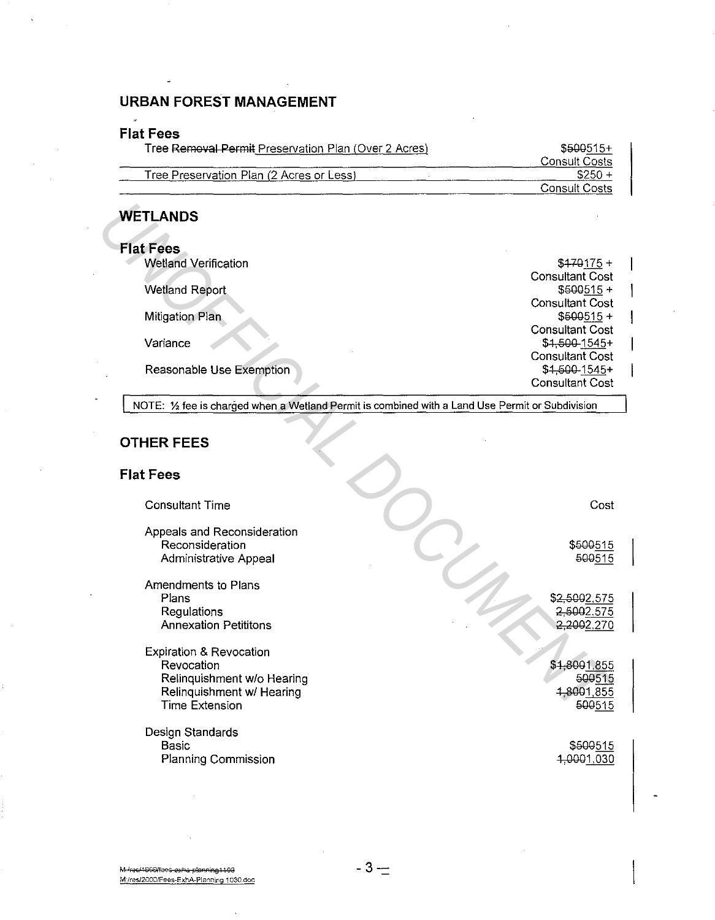## URBAN FOREST MANAGEMENT

### Flat Fees

| | |
|---|---|
| Tree ~~Removal Permit~~ Preservation Plan (Over 2 Acres) | $~~500~~515+ Consult Costs |
| Tree Preservation Plan (2 Acres or Less) | $250 + Consult Costs |

## WETLANDS

### Flat Fees

| | |
|---|---|
| Wetland Verification | $~~170~~175 + Consultant Cost |
| Wetland Report | $~~500~~515 + Consultant Cost |
| Mitigation Plan | $~~500~~515 + Consultant Cost |
| Variance | $~~1,500~~ 1545+ Consultant Cost |
| Reasonable Use Exemption | $~~1,500~~ 1545+ Consultant Cost |

NOTE: ½ fee is charged when a Wetland Permit is combined with a Land Use Permit or Subdivision

## OTHER FEES

### Flat Fees

| | |
|---|---|
| Consultant Time | Cost |
| **Appeals and Reconsideration** | |
| Reconsideration | $~~500~~515 |
| Administrative Appeal | ~~500~~515 |
| **Amendments to Plans** | |
| Plans | $~~2,500~~2,575 |
| Regulations | ~~2,500~~2,575 |
| Annexation Petititons | ~~2,200~~2,270 |
| **Expiration & Revocation** | |
| Revocation | $~~1,800~~1,855 |
| Relinquishment w/o Hearing | ~~500~~515 |
| Relinquishment w/ Hearing | ~~1,800~~1,855 |
| Time Extension | ~~500~~515 |
| **Design Standards** | |
| Basic | $~~500~~515 |
| Planning Commission | ~~1,000~~1,030 |

~~M:/res/1050/fees-exha-planning1100~~
M:/res/2000/Fees-ExhA-Planning 1030.doc